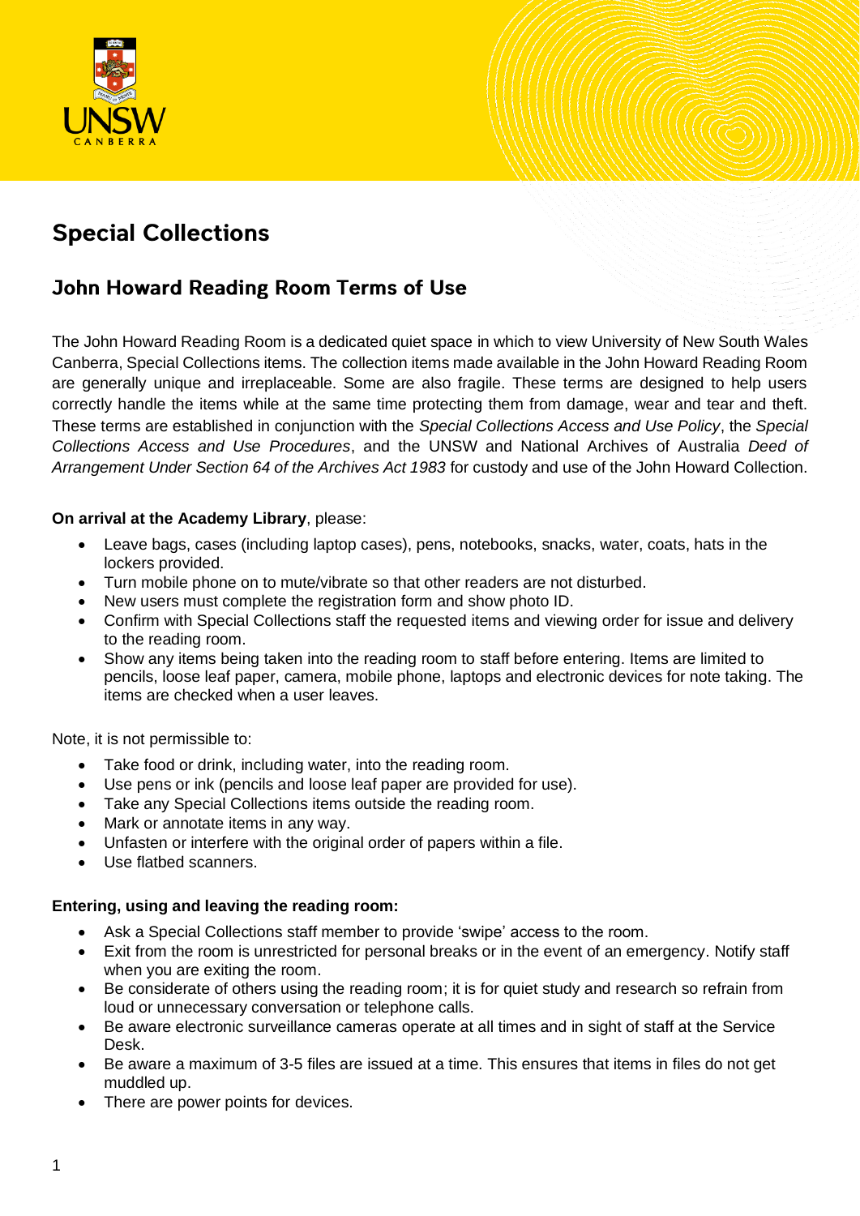# Special Collections

## John Howard Reading Room Terms of Use

The John Howard Reading Room is a dedicated quiet space in which to view University of New South Wales Canberra, Special Collections items. The collection items made available in the John Howard Reading Room are generally unique and irreplaceable. Some are also fragile. These terms are designed to help users correctly handle the items while at the same time protecting them from damage, wear and tear and theft. These terms are established in conjunction with the *Special Collections Access and Use Policy*, the *Special Collections Access and Use Procedures*, and the UNSW and National Archives of Australia *Deed of Arrangement Under Section 64 of the Archives Act 1983* for custody and use of the John Howard Collection.

**On arrival at the Academy Library**, please:

- Leave bags, cases (including laptop cases), pens, notebooks, snacks, water, coats, hats in the lockers provided.
- Turn mobile phone on to mute/vibrate so that other readers are not disturbed.
- New users must complete the registration form and show photo ID.
- Confirm with Special Collections staff the requested items and viewing order for issue and delivery to the reading room.
- Show any items being taken into the reading room to staff before entering. Items are limited to pencils, loose leaf paper, camera, mobile phone, laptops and electronic devices for note taking. The items are checked when a user leaves.

Note, it is not permissible to:

- Take food or drink, including water, into the reading room.
- Use pens or ink (pencils and loose leaf paper are provided for use).
- Take any Special Collections items outside the reading room.
- Mark or annotate items in any way.
- Unfasten or interfere with the original order of papers within a file.
- Use flatbed scanners.

**Entering, using and leaving the reading room:**

- Ask a Special Collections staff member to provide 'swipe' access to the room.
- Exit from the room is unrestricted for personal breaks or in the event of an emergency. Notify staff when you are exiting the room.
- Be considerate of others using the reading room; it is for quiet study and research so refrain from loud or unnecessary conversation or telephone calls.
- Be aware electronic surveillance cameras operate at all times and in sight of staff at the Service Desk.
- Be aware a maximum of 3-5 files are issued at a time. This ensures that items in files do not get muddled up.
- There are power points for devices.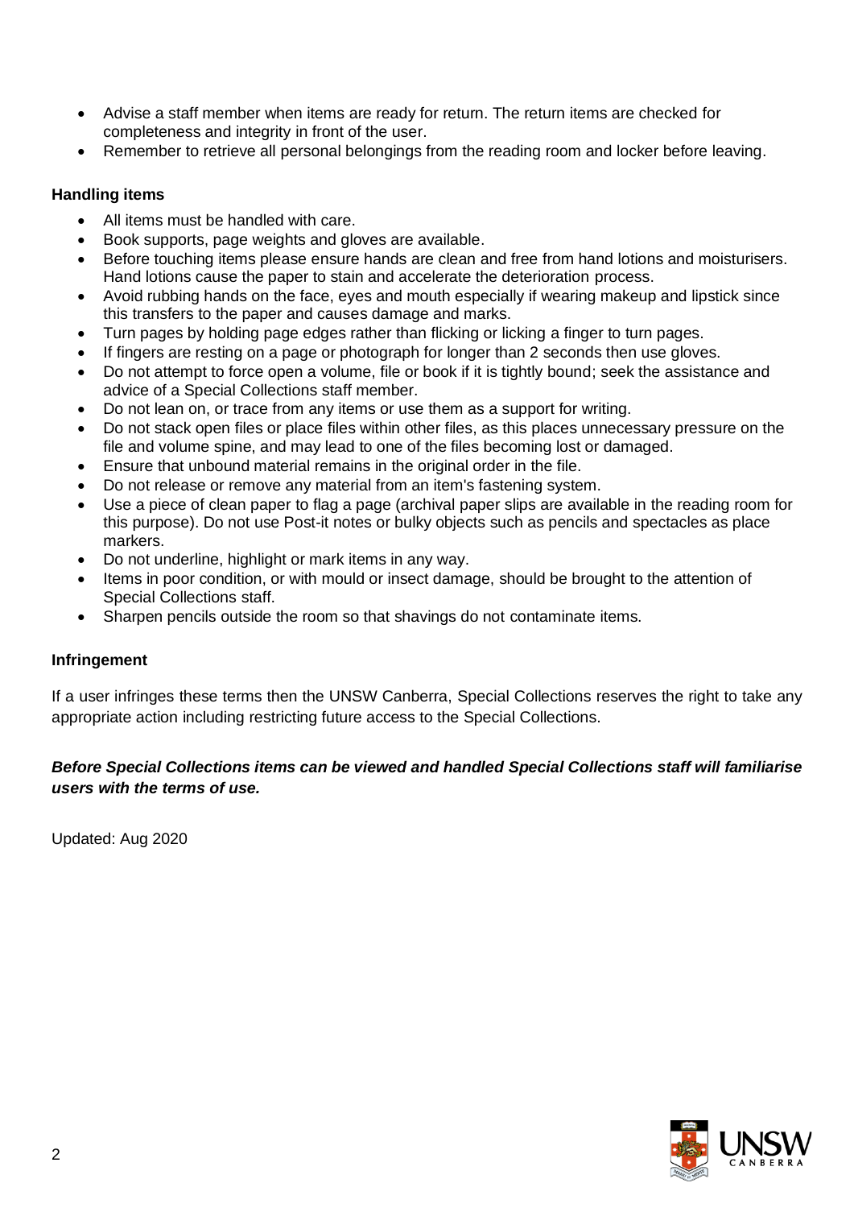- Advise a staff member when items are ready for return. The return items are checked for completeness and integrity in front of the user.
- Remember to retrieve all personal belongings from the reading room and locker before leaving.

**Handling items**

- All items must be handled with care.
- Book supports, page weights and gloves are available.
- Before touching items please ensure hands are clean and free from hand lotions and moisturisers. Hand lotions cause the paper to stain and accelerate the deterioration process.
- Avoid rubbing hands on the face, eyes and mouth especially if wearing makeup and lipstick since this transfers to the paper and causes damage and marks.
- Turn pages by holding page edges rather than flicking or licking a finger to turn pages.
- If fingers are resting on a page or photograph for longer than 2 seconds then use gloves.
- Do not attempt to force open a volume, file or book if it is tightly bound; seek the assistance and advice of a Special Collections staff member.
- Do not lean on, or trace from any items or use them as a support for writing.
- Do not stack open files or place files within other files, as this places unnecessary pressure on the file and volume spine, and may lead to one of the files becoming lost or damaged.
- Ensure that unbound material remains in the original order in the file.
- Do not release or remove any material from an item's fastening system.
- Use a piece of clean paper to flag a page (archival paper slips are available in the reading room for this purpose). Do not use Post-it notes or bulky objects such as pencils and spectacles as place markers.
- Do not underline, highlight or mark items in any way.
- Items in poor condition, or with mould or insect damage, should be brought to the attention of Special Collections staff.
- Sharpen pencils outside the room so that shavings do not contaminate items.

**Infringement**

If a user infringes these terms then the UNSW Canberra, Special Collections reserves the right to take any appropriate action including restricting future access to the Special Collections.

***Before Special Collections items can be viewed and handled Special Collections staff will familiarise users with the terms of use.***

Updated: Aug 2020